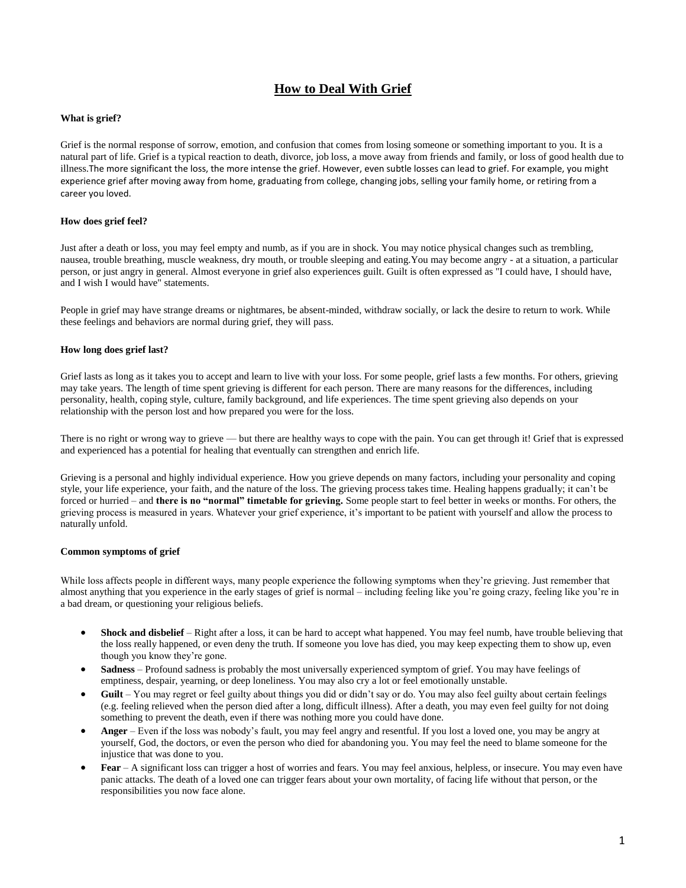# How to Deal With Grief

**What is grief?**

Grief is the normal response of sorrow, emotion, and confusion that comes from losing someone or something important to you. It is a natural part of life. Grief is a typical reaction to death, divorce, job loss, a move away from friends and family, or loss of good health due to illness.The more significant the loss, the more intense the grief. However, even subtle losses can lead to grief. For example, you might experience grief after moving away from home, graduating from college, changing jobs, selling your family home, or retiring from a career you loved.

**How does grief feel?**

Just after a death or loss, you may feel empty and numb, as if you are in shock. You may notice physical changes such as trembling, nausea, trouble breathing, muscle weakness, dry mouth, or trouble sleeping and eating.You may become angry - at a situation, a particular person, or just angry in general. Almost everyone in grief also experiences guilt. Guilt is often expressed as "I could have, I should have, and I wish I would have" statements.

People in grief may have strange dreams or nightmares, be absent-minded, withdraw socially, or lack the desire to return to work. While these feelings and behaviors are normal during grief, they will pass.

**How long does grief last?**

Grief lasts as long as it takes you to accept and learn to live with your loss. For some people, grief lasts a few months. For others, grieving may take years. The length of time spent grieving is different for each person. There are many reasons for the differences, including personality, health, coping style, culture, family background, and life experiences. The time spent grieving also depends on your relationship with the person lost and how prepared you were for the loss.

There is no right or wrong way to grieve — but there are healthy ways to cope with the pain. You can get through it! Grief that is expressed and experienced has a potential for healing that eventually can strengthen and enrich life.

Grieving is a personal and highly individual experience. How you grieve depends on many factors, including your personality and coping style, your life experience, your faith, and the nature of the loss. The grieving process takes time. Healing happens gradually; it can't be forced or hurried – and **there is no "normal" timetable for grieving.** Some people start to feel better in weeks or months. For others, the grieving process is measured in years. Whatever your grief experience, it's important to be patient with yourself and allow the process to naturally unfold.

**Common symptoms of grief**

While loss affects people in different ways, many people experience the following symptoms when they're grieving. Just remember that almost anything that you experience in the early stages of grief is normal – including feeling like you're going crazy, feeling like you're in a bad dream, or questioning your religious beliefs.

- **Shock and disbelief** – Right after a loss, it can be hard to accept what happened. You may feel numb, have trouble believing that the loss really happened, or even deny the truth. If someone you love has died, you may keep expecting them to show up, even though you know they're gone.
- **Sadness** – Profound sadness is probably the most universally experienced symptom of grief. You may have feelings of emptiness, despair, yearning, or deep loneliness. You may also cry a lot or feel emotionally unstable.
- **Guilt** – You may regret or feel guilty about things you did or didn't say or do. You may also feel guilty about certain feelings (e.g. feeling relieved when the person died after a long, difficult illness). After a death, you may even feel guilty for not doing something to prevent the death, even if there was nothing more you could have done.
- **Anger** – Even if the loss was nobody's fault, you may feel angry and resentful. If you lost a loved one, you may be angry at yourself, God, the doctors, or even the person who died for abandoning you. You may feel the need to blame someone for the injustice that was done to you.
- **Fear** – A significant loss can trigger a host of worries and fears. You may feel anxious, helpless, or insecure. You may even have panic attacks. The death of a loved one can trigger fears about your own mortality, of facing life without that person, or the responsibilities you now face alone.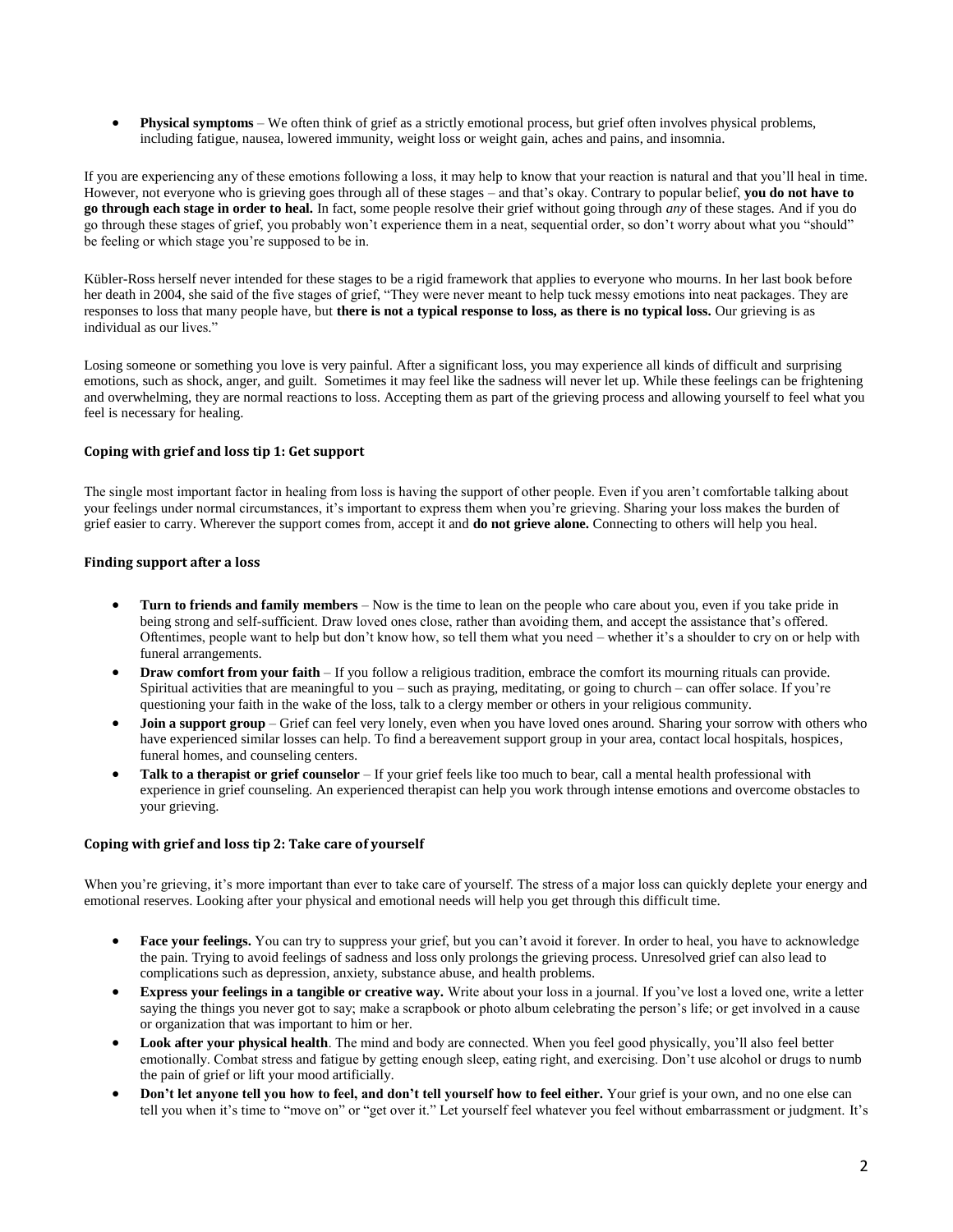- **Physical symptoms** – We often think of grief as a strictly emotional process, but grief often involves physical problems, including fatigue, nausea, lowered immunity, weight loss or weight gain, aches and pains, and insomnia.

If you are experiencing any of these emotions following a loss, it may help to know that your reaction is natural and that you'll heal in time. However, not everyone who is grieving goes through all of these stages – and that's okay. Contrary to popular belief, **you do not have to go through each stage in order to heal.** In fact, some people resolve their grief without going through *any* of these stages. And if you do go through these stages of grief, you probably won't experience them in a neat, sequential order, so don't worry about what you "should" be feeling or which stage you're supposed to be in.

Kübler-Ross herself never intended for these stages to be a rigid framework that applies to everyone who mourns. In her last book before her death in 2004, she said of the five stages of grief, "They were never meant to help tuck messy emotions into neat packages. They are responses to loss that many people have, but **there is not a typical response to loss, as there is no typical loss.** Our grieving is as individual as our lives."

Losing someone or something you love is very painful. After a significant loss, you may experience all kinds of difficult and surprising emotions, such as shock, anger, and guilt. Sometimes it may feel like the sadness will never let up. While these feelings can be frightening and overwhelming, they are normal reactions to loss. Accepting them as part of the grieving process and allowing yourself to feel what you feel is necessary for healing.

### Coping with grief and loss tip 1: Get support

The single most important factor in healing from loss is having the support of other people. Even if you aren't comfortable talking about your feelings under normal circumstances, it's important to express them when you're grieving. Sharing your loss makes the burden of grief easier to carry. Wherever the support comes from, accept it and **do not grieve alone.** Connecting to others will help you heal.

### Finding support after a loss

- **Turn to friends and family members** – Now is the time to lean on the people who care about you, even if you take pride in being strong and self-sufficient. Draw loved ones close, rather than avoiding them, and accept the assistance that's offered. Oftentimes, people want to help but don't know how, so tell them what you need – whether it's a shoulder to cry on or help with funeral arrangements.
- **Draw comfort from your faith** – If you follow a religious tradition, embrace the comfort its mourning rituals can provide. Spiritual activities that are meaningful to you – such as praying, meditating, or going to church – can offer solace. If you're questioning your faith in the wake of the loss, talk to a clergy member or others in your religious community.
- **Join a support group** – Grief can feel very lonely, even when you have loved ones around. Sharing your sorrow with others who have experienced similar losses can help. To find a bereavement support group in your area, contact local hospitals, hospices, funeral homes, and counseling centers.
- **Talk to a therapist or grief counselor** – If your grief feels like too much to bear, call a mental health professional with experience in grief counseling. An experienced therapist can help you work through intense emotions and overcome obstacles to your grieving.

### Coping with grief and loss tip 2: Take care of yourself

When you're grieving, it's more important than ever to take care of yourself. The stress of a major loss can quickly deplete your energy and emotional reserves. Looking after your physical and emotional needs will help you get through this difficult time.

- **Face your feelings.** You can try to suppress your grief, but you can't avoid it forever. In order to heal, you have to acknowledge the pain. Trying to avoid feelings of sadness and loss only prolongs the grieving process. Unresolved grief can also lead to complications such as depression, anxiety, substance abuse, and health problems.
- **Express your feelings in a tangible or creative way.** Write about your loss in a journal. If you've lost a loved one, write a letter saying the things you never got to say; make a scrapbook or photo album celebrating the person's life; or get involved in a cause or organization that was important to him or her.
- **Look after your physical health**. The mind and body are connected. When you feel good physically, you'll also feel better emotionally. Combat stress and fatigue by getting enough sleep, eating right, and exercising. Don't use alcohol or drugs to numb the pain of grief or lift your mood artificially.
- **Don't let anyone tell you how to feel, and don't tell yourself how to feel either.** Your grief is your own, and no one else can tell you when it's time to "move on" or "get over it." Let yourself feel whatever you feel without embarrassment or judgment. It's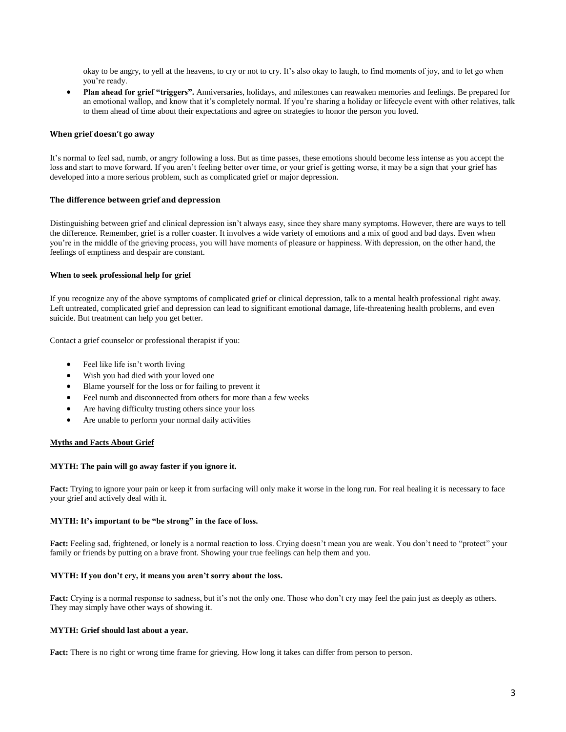okay to be angry, to yell at the heavens, to cry or not to cry. It's also okay to laugh, to find moments of joy, and to let go when you're ready.

- **Plan ahead for grief "triggers".** Anniversaries, holidays, and milestones can reawaken memories and feelings. Be prepared for an emotional wallop, and know that it's completely normal. If you're sharing a holiday or lifecycle event with other relatives, talk to them ahead of time about their expectations and agree on strategies to honor the person you loved.

### When grief doesn't go away

It's normal to feel sad, numb, or angry following a loss. But as time passes, these emotions should become less intense as you accept the loss and start to move forward. If you aren't feeling better over time, or your grief is getting worse, it may be a sign that your grief has developed into a more serious problem, such as complicated grief or major depression.

### The difference between grief and depression

Distinguishing between grief and clinical depression isn't always easy, since they share many symptoms. However, there are ways to tell the difference. Remember, grief is a roller coaster. It involves a wide variety of emotions and a mix of good and bad days. Even when you're in the middle of the grieving process, you will have moments of pleasure or happiness. With depression, on the other hand, the feelings of emptiness and despair are constant.

### When to seek professional help for grief

If you recognize any of the above symptoms of complicated grief or clinical depression, talk to a mental health professional right away. Left untreated, complicated grief and depression can lead to significant emotional damage, life-threatening health problems, and even suicide. But treatment can help you get better.

Contact a grief counselor or professional therapist if you:

- Feel like life isn't worth living
- Wish you had died with your loved one
- Blame yourself for the loss or for failing to prevent it
- Feel numb and disconnected from others for more than a few weeks
- Are having difficulty trusting others since your loss
- Are unable to perform your normal daily activities

## Myths and Facts About Grief

**MYTH: The pain will go away faster if you ignore it.**

**Fact:** Trying to ignore your pain or keep it from surfacing will only make it worse in the long run. For real healing it is necessary to face your grief and actively deal with it.

**MYTH: It's important to be "be strong" in the face of loss.**

**Fact:** Feeling sad, frightened, or lonely is a normal reaction to loss. Crying doesn't mean you are weak. You don't need to "protect" your family or friends by putting on a brave front. Showing your true feelings can help them and you.

**MYTH: If you don't cry, it means you aren't sorry about the loss.**

**Fact:** Crying is a normal response to sadness, but it's not the only one. Those who don't cry may feel the pain just as deeply as others. They may simply have other ways of showing it.

**MYTH: Grief should last about a year.**

**Fact:** There is no right or wrong time frame for grieving. How long it takes can differ from person to person.